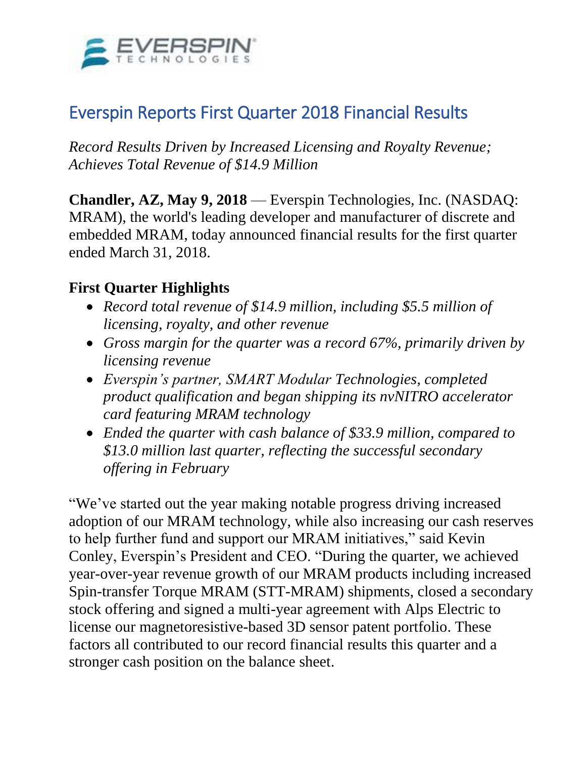# Everspin Reports First Quarter 2018 Financial Results

*Record Results Driven by Increased Licensing and Royalty Revenue; Achieves Total Revenue of $14.9 Million*

**Chandler, AZ, May 9, 2018** — Everspin Technologies, Inc. (NASDAQ: MRAM), the world's leading developer and manufacturer of discrete and embedded MRAM, today announced financial results for the first quarter ended March 31, 2018.

## First Quarter Highlights

- *Record total revenue of $14.9 million, including $5.5 million of licensing, royalty, and other revenue*
- *Gross margin for the quarter was a record 67%, primarily driven by licensing revenue*
- *Everspin's partner, SMART Modular Technologies, completed product qualification and began shipping its nvNITRO accelerator card featuring MRAM technology*
- *Ended the quarter with cash balance of $33.9 million, compared to $13.0 million last quarter, reflecting the successful secondary offering in February*

"We've started out the year making notable progress driving increased adoption of our MRAM technology, while also increasing our cash reserves to help further fund and support our MRAM initiatives," said Kevin Conley, Everspin's President and CEO. "During the quarter, we achieved year-over-year revenue growth of our MRAM products including increased Spin-transfer Torque MRAM (STT-MRAM) shipments, closed a secondary stock offering and signed a multi-year agreement with Alps Electric to license our magnetoresistive-based 3D sensor patent portfolio. These factors all contributed to our record financial results this quarter and a stronger cash position on the balance sheet.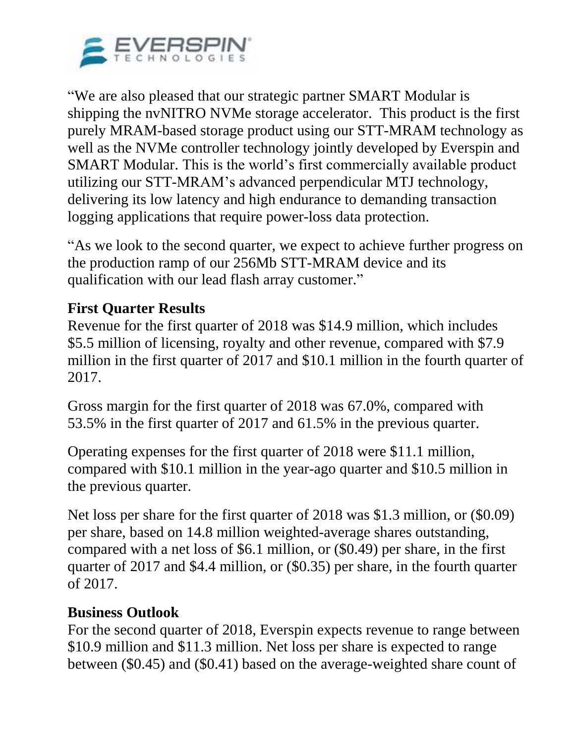"We are also pleased that our strategic partner SMART Modular is shipping the nvNITRO NVMe storage accelerator. This product is the first purely MRAM-based storage product using our STT-MRAM technology as well as the NVMe controller technology jointly developed by Everspin and SMART Modular. This is the world's first commercially available product utilizing our STT-MRAM's advanced perpendicular MTJ technology, delivering its low latency and high endurance to demanding transaction logging applications that require power-loss data protection.

"As we look to the second quarter, we expect to achieve further progress on the production ramp of our 256Mb STT-MRAM device and its qualification with our lead flash array customer."

**First Quarter Results**

Revenue for the first quarter of 2018 was $14.9 million, which includes $5.5 million of licensing, royalty and other revenue, compared with $7.9 million in the first quarter of 2017 and $10.1 million in the fourth quarter of 2017.

Gross margin for the first quarter of 2018 was 67.0%, compared with 53.5% in the first quarter of 2017 and 61.5% in the previous quarter.

Operating expenses for the first quarter of 2018 were $11.1 million, compared with $10.1 million in the year-ago quarter and $10.5 million in the previous quarter.

Net loss per share for the first quarter of 2018 was $1.3 million, or ($0.09) per share, based on 14.8 million weighted-average shares outstanding, compared with a net loss of $6.1 million, or ($0.49) per share, in the first quarter of 2017 and $4.4 million, or ($0.35) per share, in the fourth quarter of 2017.

**Business Outlook**

For the second quarter of 2018, Everspin expects revenue to range between $10.9 million and $11.3 million. Net loss per share is expected to range between ($0.45) and ($0.41) based on the average-weighted share count of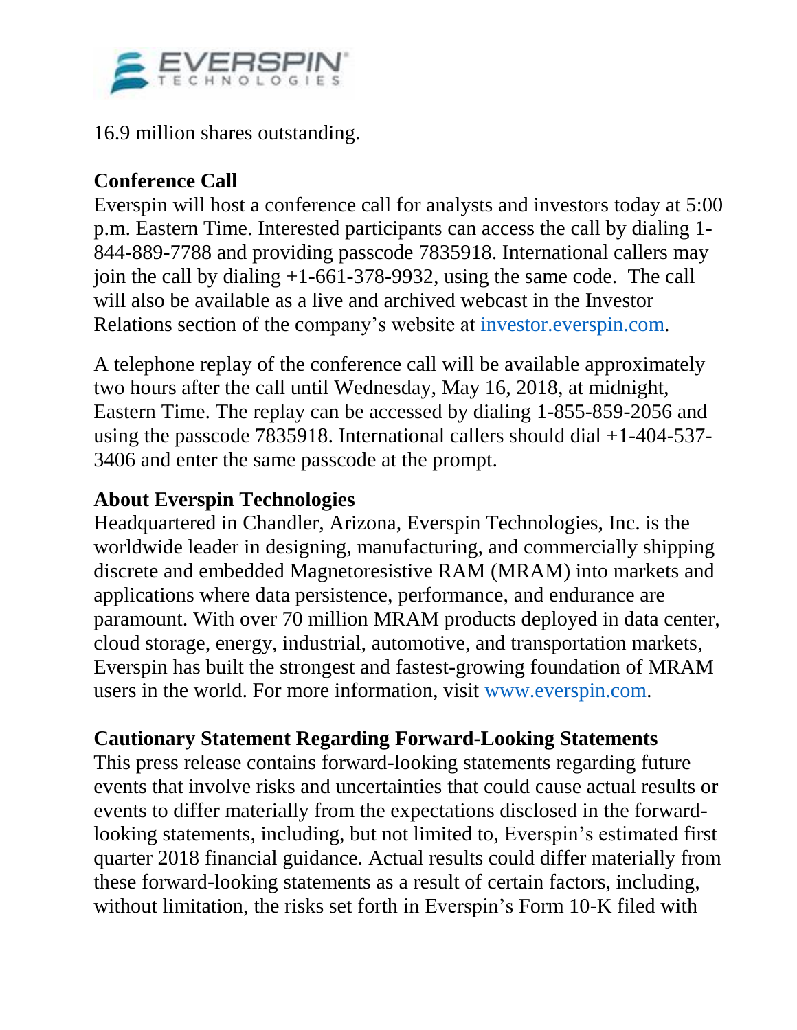16.9 million shares outstanding.

**Conference Call**

Everspin will host a conference call for analysts and investors today at 5:00 p.m. Eastern Time. Interested participants can access the call by dialing 1-844-889-7788 and providing passcode 7835918. International callers may join the call by dialing +1-661-378-9932, using the same code. The call will also be available as a live and archived webcast in the Investor Relations section of the company's website at [investor.everspin.com](investor.everspin.com).

A telephone replay of the conference call will be available approximately two hours after the call until Wednesday, May 16, 2018, at midnight, Eastern Time. The replay can be accessed by dialing 1-855-859-2056 and using the passcode 7835918. International callers should dial +1-404-537-3406 and enter the same passcode at the prompt.

**About Everspin Technologies**

Headquartered in Chandler, Arizona, Everspin Technologies, Inc. is the worldwide leader in designing, manufacturing, and commercially shipping discrete and embedded Magnetoresistive RAM (MRAM) into markets and applications where data persistence, performance, and endurance are paramount. With over 70 million MRAM products deployed in data center, cloud storage, energy, industrial, automotive, and transportation markets, Everspin has built the strongest and fastest-growing foundation of MRAM users in the world. For more information, visit [www.everspin.com](www.everspin.com).

**Cautionary Statement Regarding Forward-Looking Statements**

This press release contains forward-looking statements regarding future events that involve risks and uncertainties that could cause actual results or events to differ materially from the expectations disclosed in the forward-looking statements, including, but not limited to, Everspin's estimated first quarter 2018 financial guidance. Actual results could differ materially from these forward-looking statements as a result of certain factors, including, without limitation, the risks set forth in Everspin's Form 10-K filed with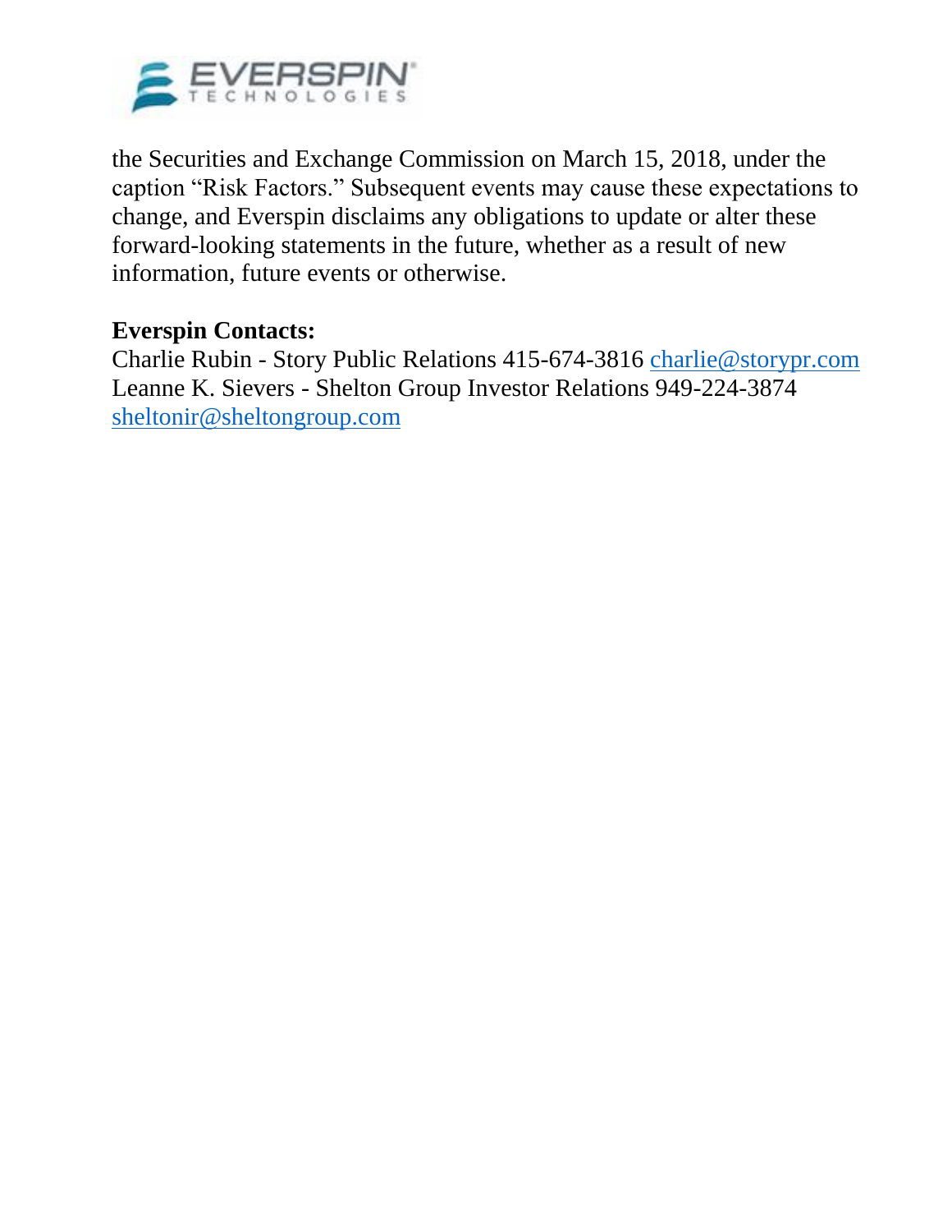the Securities and Exchange Commission on March 15, 2018, under the caption “Risk Factors.” Subsequent events may cause these expectations to change, and Everspin disclaims any obligations to update or alter these forward-looking statements in the future, whether as a result of new information, future events or otherwise.

**Everspin Contacts:**
Charlie Rubin - Story Public Relations 415-674-3816 charlie@storypr.com
Leanne K. Sievers - Shelton Group Investor Relations 949-224-3874 sheltonir@sheltongroup.com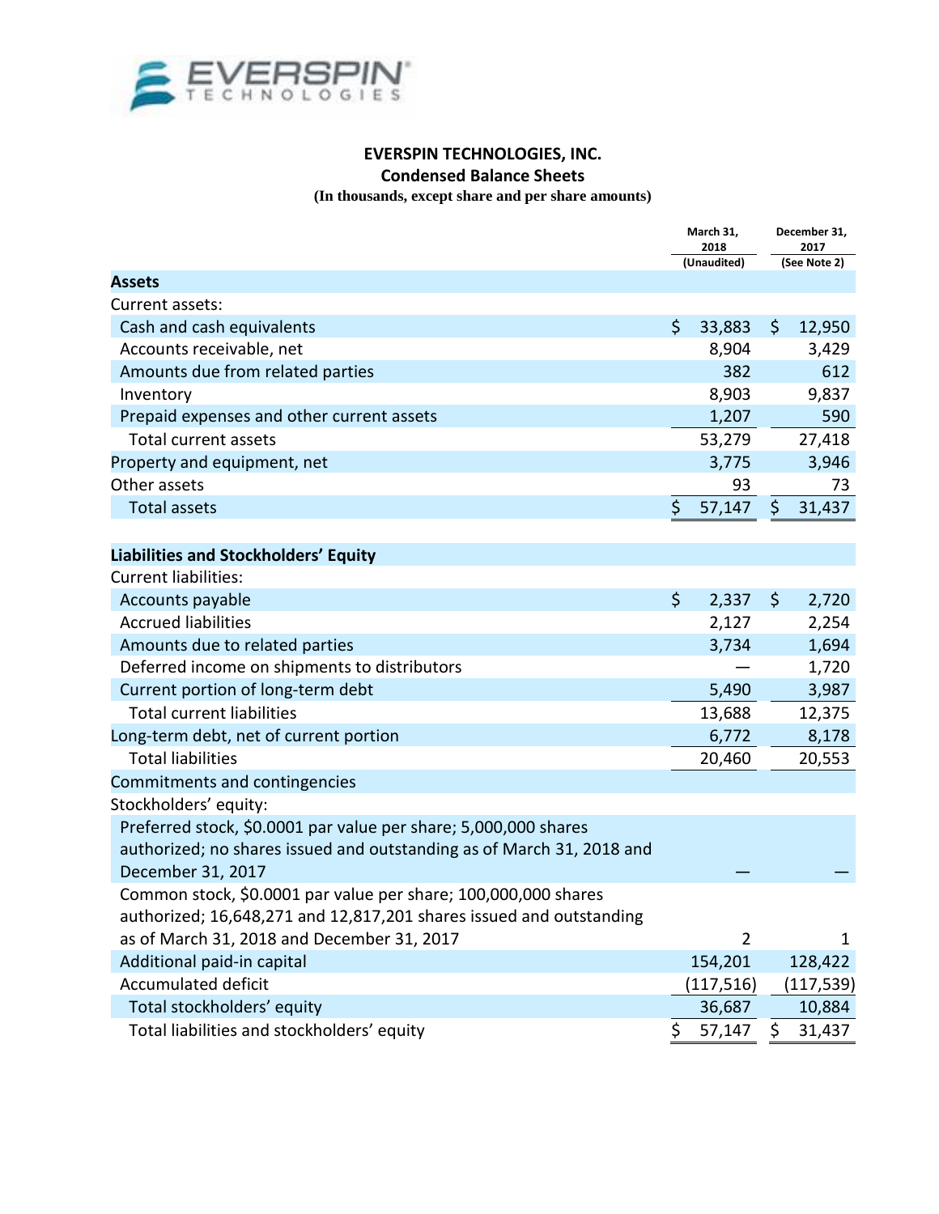**EVERSPIN TECHNOLOGIES, INC.**
**Condensed Balance Sheets**
**(In thousands, except share and per share amounts)**

| | March 31, 2018 (Unaudited) | December 31, 2017 (See Note 2) |
|---|---|---|
| **Assets** | | |
| Current assets: | | |
| Cash and cash equivalents | $ 33,883 | $ 12,950 |
| Accounts receivable, net | 8,904 | 3,429 |
| Amounts due from related parties | 382 | 612 |
| Inventory | 8,903 | 9,837 |
| Prepaid expenses and other current assets | 1,207 | 590 |
| Total current assets | 53,279 | 27,418 |
| Property and equipment, net | 3,775 | 3,946 |
| Other assets | 93 | 73 |
| Total assets | $ 57,147 | $ 31,437 |
| | | |
| **Liabilities and Stockholders' Equity** | | |
| Current liabilities: | | |
| Accounts payable | $ 2,337 | $ 2,720 |
| Accrued liabilities | 2,127 | 2,254 |
| Amounts due to related parties | 3,734 | 1,694 |
| Deferred income on shipments to distributors | — | 1,720 |
| Current portion of long-term debt | 5,490 | 3,987 |
| Total current liabilities | 13,688 | 12,375 |
| Long-term debt, net of current portion | 6,772 | 8,178 |
| Total liabilities | 20,460 | 20,553 |
| Commitments and contingencies | | |
| Stockholders' equity: | | |
| Preferred stock, $0.0001 par value per share; 5,000,000 shares authorized; no shares issued and outstanding as of March 31, 2018 and December 31, 2017 | — | — |
| Common stock, $0.0001 par value per share; 100,000,000 shares authorized; 16,648,271 and 12,817,201 shares issued and outstanding as of March 31, 2018 and December 31, 2017 | 2 | 1 |
| Additional paid-in capital | 154,201 | 128,422 |
| Accumulated deficit | (117,516) | (117,539) |
| Total stockholders' equity | 36,687 | 10,884 |
| Total liabilities and stockholders' equity | $ 57,147 | $ 31,437 |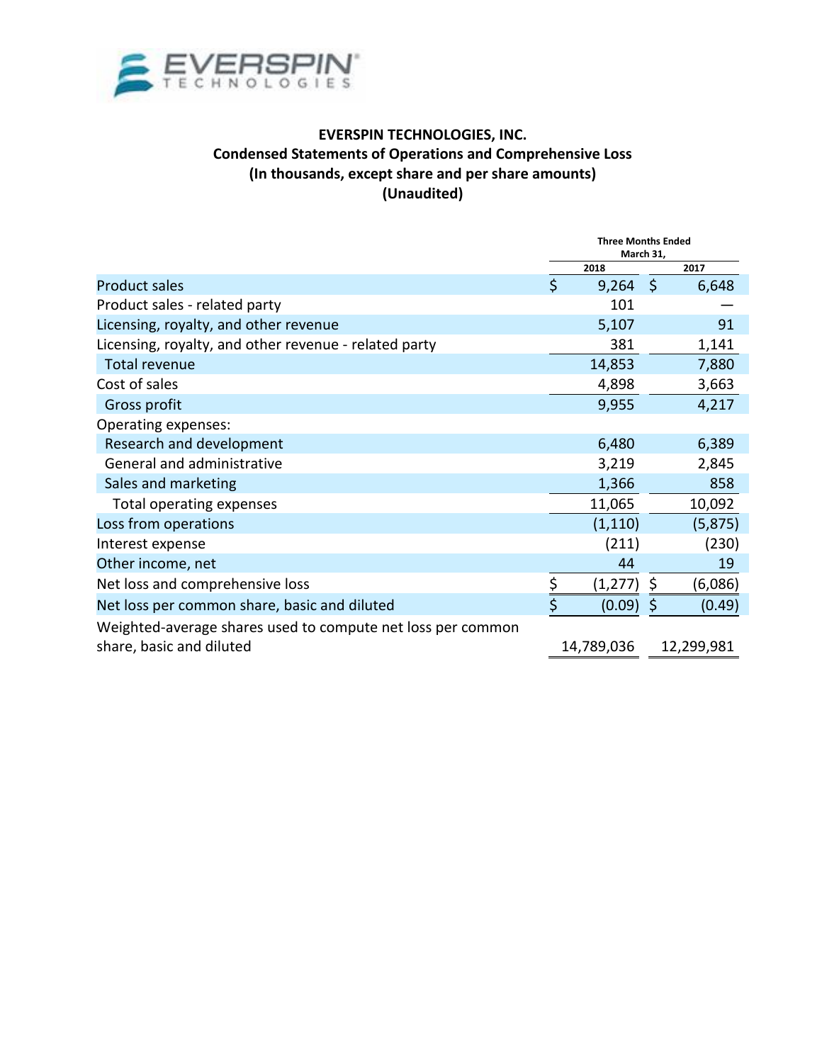**EVERSPIN TECHNOLOGIES, INC.**
**Condensed Statements of Operations and Comprehensive Loss**
**(In thousands, except share and per share amounts)**
**(Unaudited)**

| | Three Months Ended March 31, | |
|---|---|---|
| | 2018 | 2017 |
| Product sales | $ 9,264 | $ 6,648 |
| Product sales - related party | 101 | — |
| Licensing, royalty, and other revenue | 5,107 | 91 |
| Licensing, royalty, and other revenue - related party | 381 | 1,141 |
| Total revenue | 14,853 | 7,880 |
| Cost of sales | 4,898 | 3,663 |
| Gross profit | 9,955 | 4,217 |
| Operating expenses: | | |
| Research and development | 6,480 | 6,389 |
| General and administrative | 3,219 | 2,845 |
| Sales and marketing | 1,366 | 858 |
| Total operating expenses | 11,065 | 10,092 |
| Loss from operations | (1,110) | (5,875) |
| Interest expense | (211) | (230) |
| Other income, net | 44 | 19 |
| Net loss and comprehensive loss | $ (1,277) | $ (6,086) |
| Net loss per common share, basic and diluted | $ (0.09) | $ (0.49) |
| Weighted-average shares used to compute net loss per common share, basic and diluted | 14,789,036 | 12,299,981 |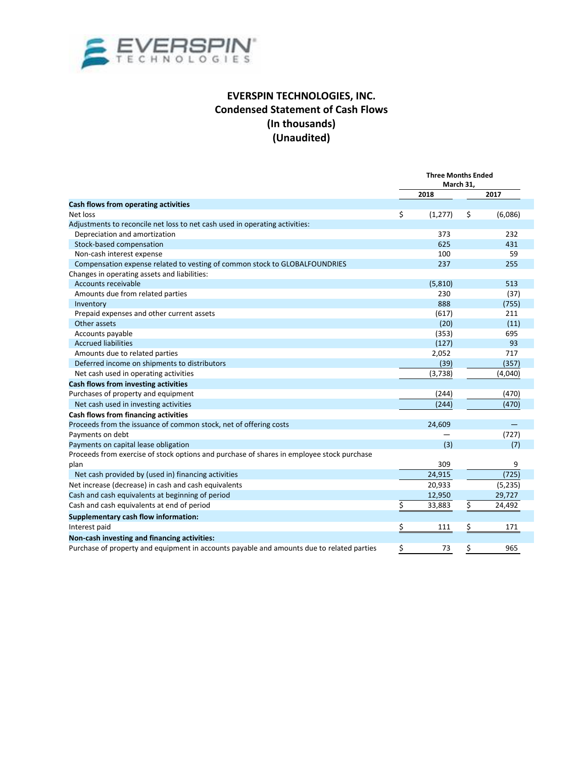# EVERSPIN TECHNOLOGIES, INC.
## Condensed Statement of Cash Flows
## (In thousands)
## (Unaudited)

| | Three Months Ended March 31, | |
|---|---|---|
| | 2018 | 2017 |
| **Cash flows from operating activities** | | |
| Net loss | $ (1,277) | $ (6,086) |
| Adjustments to reconcile net loss to net cash used in operating activities: | | |
| Depreciation and amortization | 373 | 232 |
| Stock-based compensation | 625 | 431 |
| Non-cash interest expense | 100 | 59 |
| Compensation expense related to vesting of common stock to GLOBALFOUNDRIES | 237 | 255 |
| Changes in operating assets and liabilities: | | |
| Accounts receivable | (5,810) | 513 |
| Amounts due from related parties | 230 | (37) |
| Inventory | 888 | (755) |
| Prepaid expenses and other current assets | (617) | 211 |
| Other assets | (20) | (11) |
| Accounts payable | (353) | 695 |
| Accrued liabilities | (127) | 93 |
| Amounts due to related parties | 2,052 | 717 |
| Deferred income on shipments to distributors | (39) | (357) |
| Net cash used in operating activities | (3,738) | (4,040) |
| **Cash flows from investing activities** | | |
| Purchases of property and equipment | (244) | (470) |
| Net cash used in investing activities | (244) | (470) |
| **Cash flows from financing activities** | | |
| Proceeds from the issuance of common stock, net of offering costs | 24,609 | — |
| Payments on debt | — | (727) |
| Payments on capital lease obligation | (3) | (7) |
| Proceeds from exercise of stock options and purchase of shares in employee stock purchase plan | 309 | 9 |
| Net cash provided by (used in) financing activities | 24,915 | (725) |
| Net increase (decrease) in cash and cash equivalents | 20,933 | (5,235) |
| Cash and cash equivalents at beginning of period | 12,950 | 29,727 |
| Cash and cash equivalents at end of period | $ 33,883 | $ 24,492 |
| **Supplementary cash flow information:** | | |
| Interest paid | $ 111 | $ 171 |
| **Non-cash investing and financing activities:** | | |
| Purchase of property and equipment in accounts payable and amounts due to related parties | $ 73 | $ 965 |